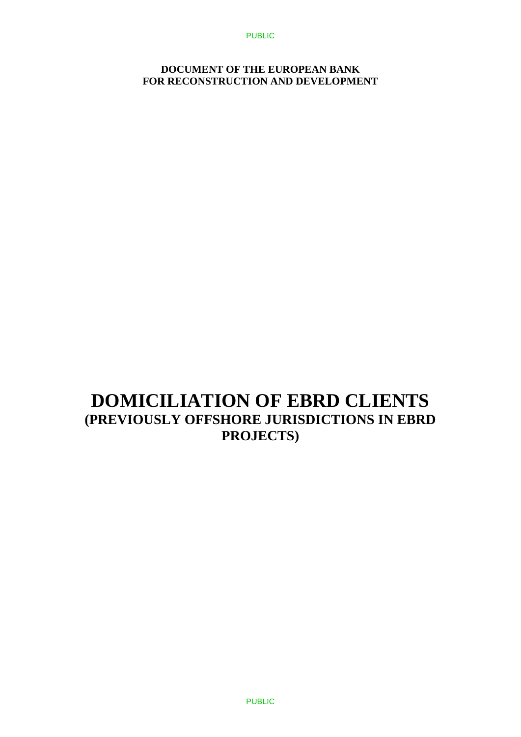**DOCUMENT OF THE EUROPEAN BANK FOR RECONSTRUCTION AND DEVELOPMENT**

# DOMICILIATION OF EBRD CLIENTS

## (PREVIOUSLY OFFSHORE JURISDICTIONS IN EBRD PROJECTS)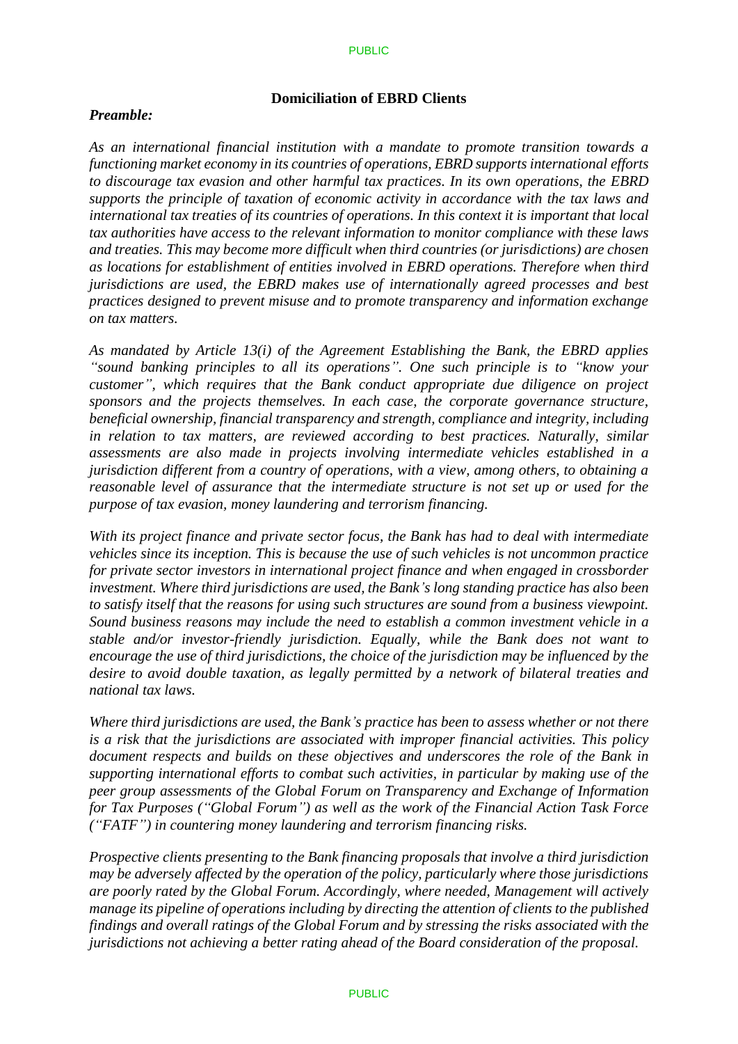## Domiciliation of EBRD Clients

***Preamble:***

*As an international financial institution with a mandate to promote transition towards a functioning market economy in its countries of operations, EBRD supports international efforts to discourage tax evasion and other harmful tax practices. In its own operations, the EBRD supports the principle of taxation of economic activity in accordance with the tax laws and international tax treaties of its countries of operations. In this context it is important that local tax authorities have access to the relevant information to monitor compliance with these laws and treaties. This may become more difficult when third countries (or jurisdictions) are chosen as locations for establishment of entities involved in EBRD operations. Therefore when third jurisdictions are used, the EBRD makes use of internationally agreed processes and best practices designed to prevent misuse and to promote transparency and information exchange on tax matters.*

*As mandated by Article 13(i) of the Agreement Establishing the Bank, the EBRD applies "sound banking principles to all its operations". One such principle is to "know your customer", which requires that the Bank conduct appropriate due diligence on project sponsors and the projects themselves. In each case, the corporate governance structure, beneficial ownership, financial transparency and strength, compliance and integrity, including in relation to tax matters, are reviewed according to best practices. Naturally, similar assessments are also made in projects involving intermediate vehicles established in a jurisdiction different from a country of operations, with a view, among others, to obtaining a reasonable level of assurance that the intermediate structure is not set up or used for the purpose of tax evasion, money laundering and terrorism financing.*

*With its project finance and private sector focus, the Bank has had to deal with intermediate vehicles since its inception. This is because the use of such vehicles is not uncommon practice for private sector investors in international project finance and when engaged in crossborder investment. Where third jurisdictions are used, the Bank's long standing practice has also been to satisfy itself that the reasons for using such structures are sound from a business viewpoint. Sound business reasons may include the need to establish a common investment vehicle in a stable and/or investor-friendly jurisdiction. Equally, while the Bank does not want to encourage the use of third jurisdictions, the choice of the jurisdiction may be influenced by the desire to avoid double taxation, as legally permitted by a network of bilateral treaties and national tax laws.*

*Where third jurisdictions are used, the Bank's practice has been to assess whether or not there is a risk that the jurisdictions are associated with improper financial activities. This policy document respects and builds on these objectives and underscores the role of the Bank in supporting international efforts to combat such activities, in particular by making use of the peer group assessments of the Global Forum on Transparency and Exchange of Information for Tax Purposes ("Global Forum") as well as the work of the Financial Action Task Force ("FATF") in countering money laundering and terrorism financing risks.*

*Prospective clients presenting to the Bank financing proposals that involve a third jurisdiction may be adversely affected by the operation of the policy, particularly where those jurisdictions are poorly rated by the Global Forum. Accordingly, where needed, Management will actively manage its pipeline of operations including by directing the attention of clients to the published findings and overall ratings of the Global Forum and by stressing the risks associated with the jurisdictions not achieving a better rating ahead of the Board consideration of the proposal.*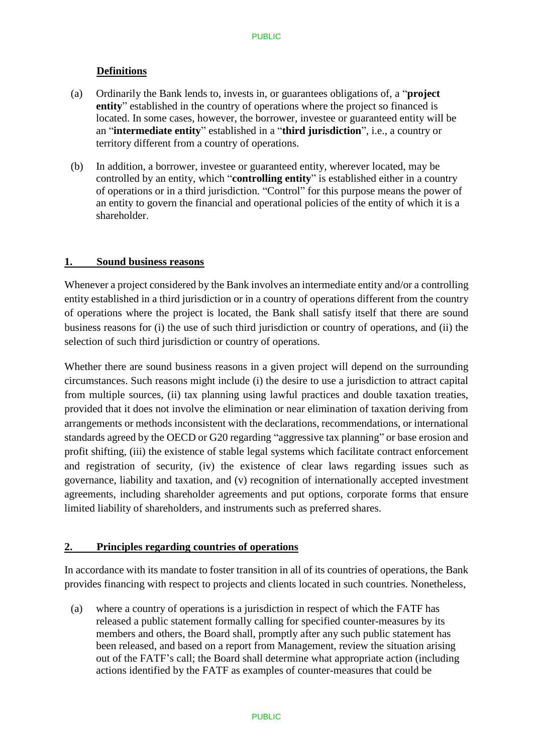### Definitions

(a) Ordinarily the Bank lends to, invests in, or guarantees obligations of, a "**project entity**" established in the country of operations where the project so financed is located. In some cases, however, the borrower, investee or guaranteed entity will be an "**intermediate entity**" established in a "**third jurisdiction**", i.e., a country or territory different from a country of operations.

(b) In addition, a borrower, investee or guaranteed entity, wherever located, may be controlled by an entity, which "**controlling entity**" is established either in a country of operations or in a third jurisdiction. "Control" for this purpose means the power of an entity to govern the financial and operational policies of the entity of which it is a shareholder.

## 1. Sound business reasons

Whenever a project considered by the Bank involves an intermediate entity and/or a controlling entity established in a third jurisdiction or in a country of operations different from the country of operations where the project is located, the Bank shall satisfy itself that there are sound business reasons for (i) the use of such third jurisdiction or country of operations, and (ii) the selection of such third jurisdiction or country of operations.

Whether there are sound business reasons in a given project will depend on the surrounding circumstances. Such reasons might include (i) the desire to use a jurisdiction to attract capital from multiple sources, (ii) tax planning using lawful practices and double taxation treaties, provided that it does not involve the elimination or near elimination of taxation deriving from arrangements or methods inconsistent with the declarations, recommendations, or international standards agreed by the OECD or G20 regarding "aggressive tax planning" or base erosion and profit shifting, (iii) the existence of stable legal systems which facilitate contract enforcement and registration of security, (iv) the existence of clear laws regarding issues such as governance, liability and taxation, and (v) recognition of internationally accepted investment agreements, including shareholder agreements and put options, corporate forms that ensure limited liability of shareholders, and instruments such as preferred shares.

## 2. Principles regarding countries of operations

In accordance with its mandate to foster transition in all of its countries of operations, the Bank provides financing with respect to projects and clients located in such countries. Nonetheless,

(a) where a country of operations is a jurisdiction in respect of which the FATF has released a public statement formally calling for specified counter-measures by its members and others, the Board shall, promptly after any such public statement has been released, and based on a report from Management, review the situation arising out of the FATF's call; the Board shall determine what appropriate action (including actions identified by the FATF as examples of counter-measures that could be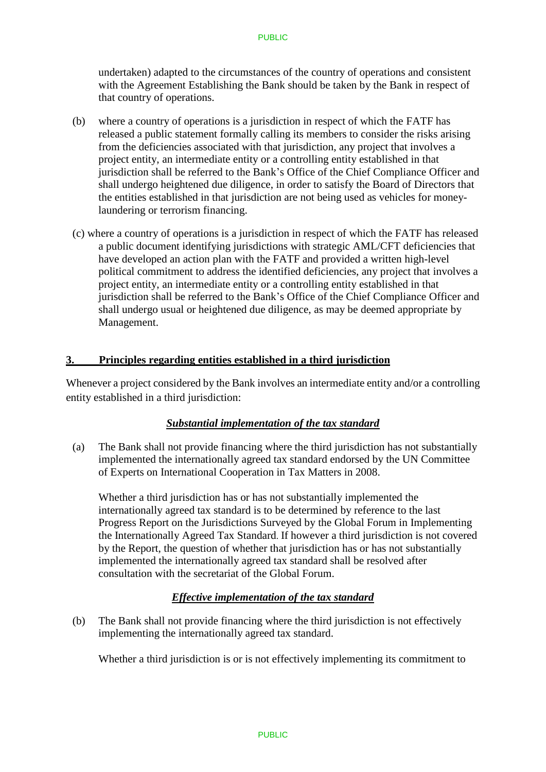undertaken) adapted to the circumstances of the country of operations and consistent with the Agreement Establishing the Bank should be taken by the Bank in respect of that country of operations.

(b) where a country of operations is a jurisdiction in respect of which the FATF has released a public statement formally calling its members to consider the risks arising from the deficiencies associated with that jurisdiction, any project that involves a project entity, an intermediate entity or a controlling entity established in that jurisdiction shall be referred to the Bank's Office of the Chief Compliance Officer and shall undergo heightened due diligence, in order to satisfy the Board of Directors that the entities established in that jurisdiction are not being used as vehicles for money-laundering or terrorism financing.

(c) where a country of operations is a jurisdiction in respect of which the FATF has released a public document identifying jurisdictions with strategic AML/CFT deficiencies that have developed an action plan with the FATF and provided a written high-level political commitment to address the identified deficiencies, any project that involves a project entity, an intermediate entity or a controlling entity established in that jurisdiction shall be referred to the Bank's Office of the Chief Compliance Officer and shall undergo usual or heightened due diligence, as may be deemed appropriate by Management.

## 3. Principles regarding entities established in a third jurisdiction

Whenever a project considered by the Bank involves an intermediate entity and/or a controlling entity established in a third jurisdiction:

***Substantial implementation of the tax standard***

(a) The Bank shall not provide financing where the third jurisdiction has not substantially implemented the internationally agreed tax standard endorsed by the UN Committee of Experts on International Cooperation in Tax Matters in 2008.

Whether a third jurisdiction has or has not substantially implemented the internationally agreed tax standard is to be determined by reference to the last Progress Report on the Jurisdictions Surveyed by the Global Forum in Implementing the Internationally Agreed Tax Standard. If however a third jurisdiction is not covered by the Report, the question of whether that jurisdiction has or has not substantially implemented the internationally agreed tax standard shall be resolved after consultation with the secretariat of the Global Forum.

***Effective implementation of the tax standard***

(b) The Bank shall not provide financing where the third jurisdiction is not effectively implementing the internationally agreed tax standard.

Whether a third jurisdiction is or is not effectively implementing its commitment to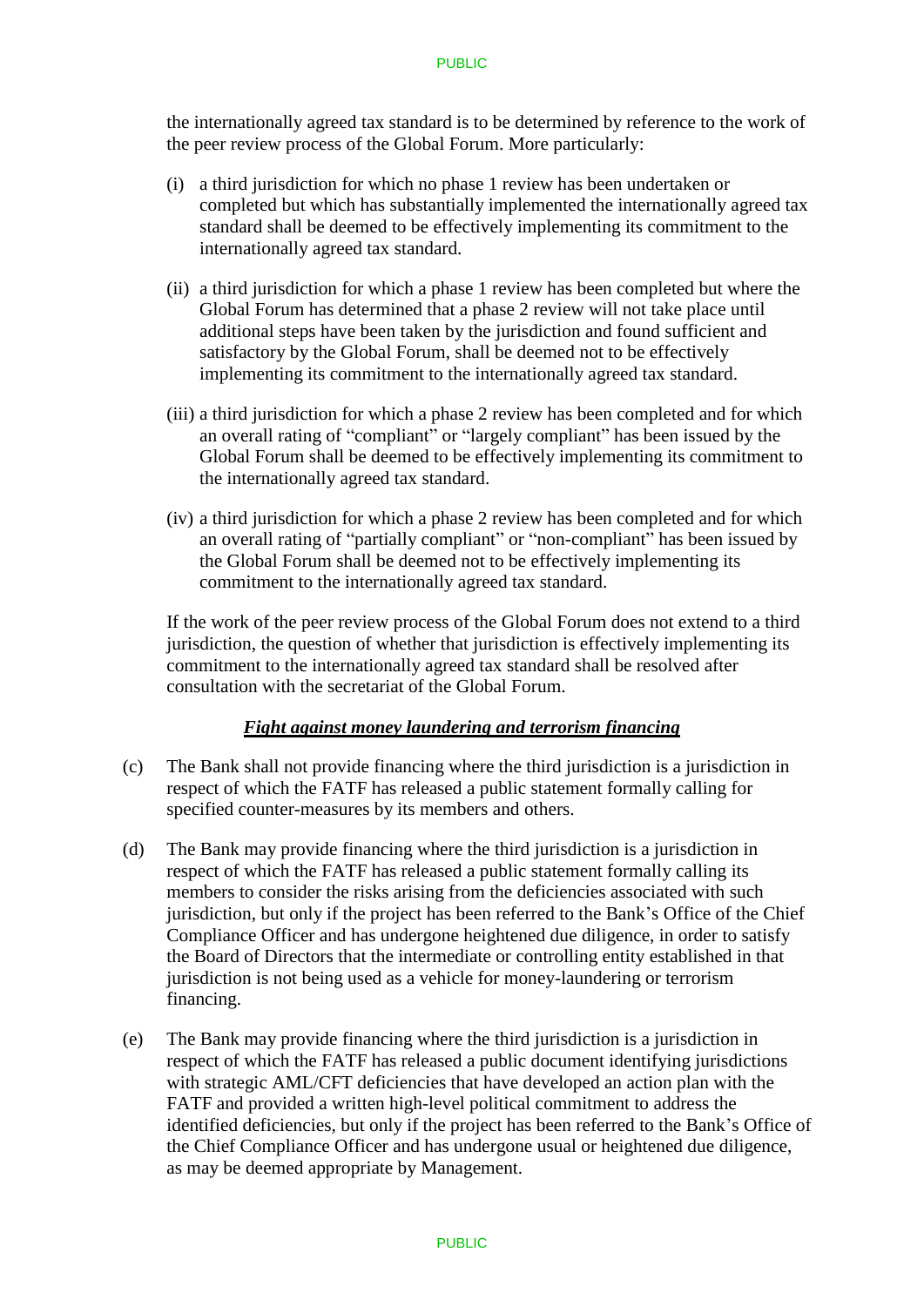the internationally agreed tax standard is to be determined by reference to the work of the peer review process of the Global Forum. More particularly:

(i) a third jurisdiction for which no phase 1 review has been undertaken or completed but which has substantially implemented the internationally agreed tax standard shall be deemed to be effectively implementing its commitment to the internationally agreed tax standard.

(ii) a third jurisdiction for which a phase 1 review has been completed but where the Global Forum has determined that a phase 2 review will not take place until additional steps have been taken by the jurisdiction and found sufficient and satisfactory by the Global Forum, shall be deemed not to be effectively implementing its commitment to the internationally agreed tax standard.

(iii) a third jurisdiction for which a phase 2 review has been completed and for which an overall rating of "compliant" or "largely compliant" has been issued by the Global Forum shall be deemed to be effectively implementing its commitment to the internationally agreed tax standard.

(iv) a third jurisdiction for which a phase 2 review has been completed and for which an overall rating of "partially compliant" or "non-compliant" has been issued by the Global Forum shall be deemed not to be effectively implementing its commitment to the internationally agreed tax standard.

If the work of the peer review process of the Global Forum does not extend to a third jurisdiction, the question of whether that jurisdiction is effectively implementing its commitment to the internationally agreed tax standard shall be resolved after consultation with the secretariat of the Global Forum.

***Fight against money laundering and terrorism financing***

(c) The Bank shall not provide financing where the third jurisdiction is a jurisdiction in respect of which the FATF has released a public statement formally calling for specified counter-measures by its members and others.

(d) The Bank may provide financing where the third jurisdiction is a jurisdiction in respect of which the FATF has released a public statement formally calling its members to consider the risks arising from the deficiencies associated with such jurisdiction, but only if the project has been referred to the Bank's Office of the Chief Compliance Officer and has undergone heightened due diligence, in order to satisfy the Board of Directors that the intermediate or controlling entity established in that jurisdiction is not being used as a vehicle for money-laundering or terrorism financing.

(e) The Bank may provide financing where the third jurisdiction is a jurisdiction in respect of which the FATF has released a public document identifying jurisdictions with strategic AML/CFT deficiencies that have developed an action plan with the FATF and provided a written high-level political commitment to address the identified deficiencies, but only if the project has been referred to the Bank's Office of the Chief Compliance Officer and has undergone usual or heightened due diligence, as may be deemed appropriate by Management.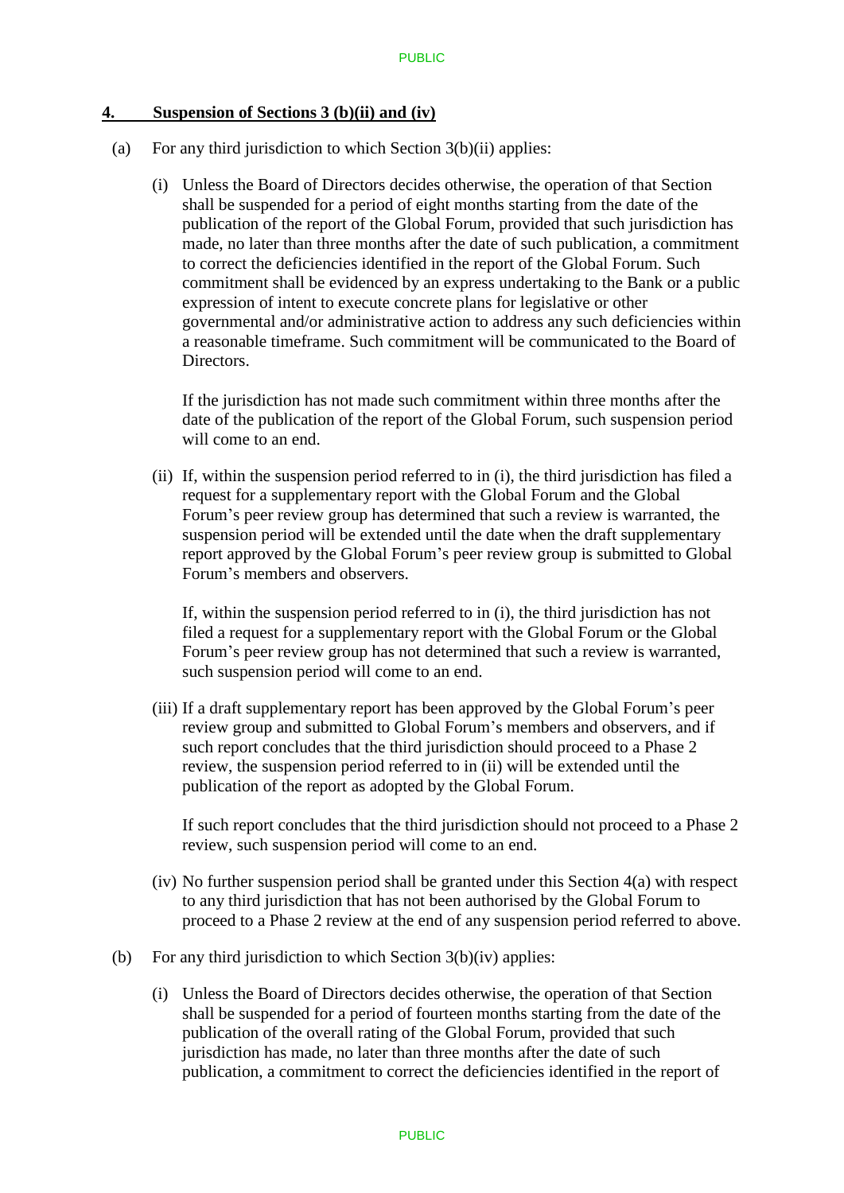## 4. Suspension of Sections 3 (b)(ii) and (iv)

(a) For any third jurisdiction to which Section 3(b)(ii) applies:

(i) Unless the Board of Directors decides otherwise, the operation of that Section shall be suspended for a period of eight months starting from the date of the publication of the report of the Global Forum, provided that such jurisdiction has made, no later than three months after the date of such publication, a commitment to correct the deficiencies identified in the report of the Global Forum. Such commitment shall be evidenced by an express undertaking to the Bank or a public expression of intent to execute concrete plans for legislative or other governmental and/or administrative action to address any such deficiencies within a reasonable timeframe. Such commitment will be communicated to the Board of Directors.

If the jurisdiction has not made such commitment within three months after the date of the publication of the report of the Global Forum, such suspension period will come to an end.

(ii) If, within the suspension period referred to in (i), the third jurisdiction has filed a request for a supplementary report with the Global Forum and the Global Forum's peer review group has determined that such a review is warranted, the suspension period will be extended until the date when the draft supplementary report approved by the Global Forum's peer review group is submitted to Global Forum's members and observers.

If, within the suspension period referred to in (i), the third jurisdiction has not filed a request for a supplementary report with the Global Forum or the Global Forum's peer review group has not determined that such a review is warranted, such suspension period will come to an end.

(iii) If a draft supplementary report has been approved by the Global Forum's peer review group and submitted to Global Forum's members and observers, and if such report concludes that the third jurisdiction should proceed to a Phase 2 review, the suspension period referred to in (ii) will be extended until the publication of the report as adopted by the Global Forum.

If such report concludes that the third jurisdiction should not proceed to a Phase 2 review, such suspension period will come to an end.

(iv) No further suspension period shall be granted under this Section 4(a) with respect to any third jurisdiction that has not been authorised by the Global Forum to proceed to a Phase 2 review at the end of any suspension period referred to above.

(b) For any third jurisdiction to which Section 3(b)(iv) applies:

(i) Unless the Board of Directors decides otherwise, the operation of that Section shall be suspended for a period of fourteen months starting from the date of the publication of the overall rating of the Global Forum, provided that such jurisdiction has made, no later than three months after the date of such publication, a commitment to correct the deficiencies identified in the report of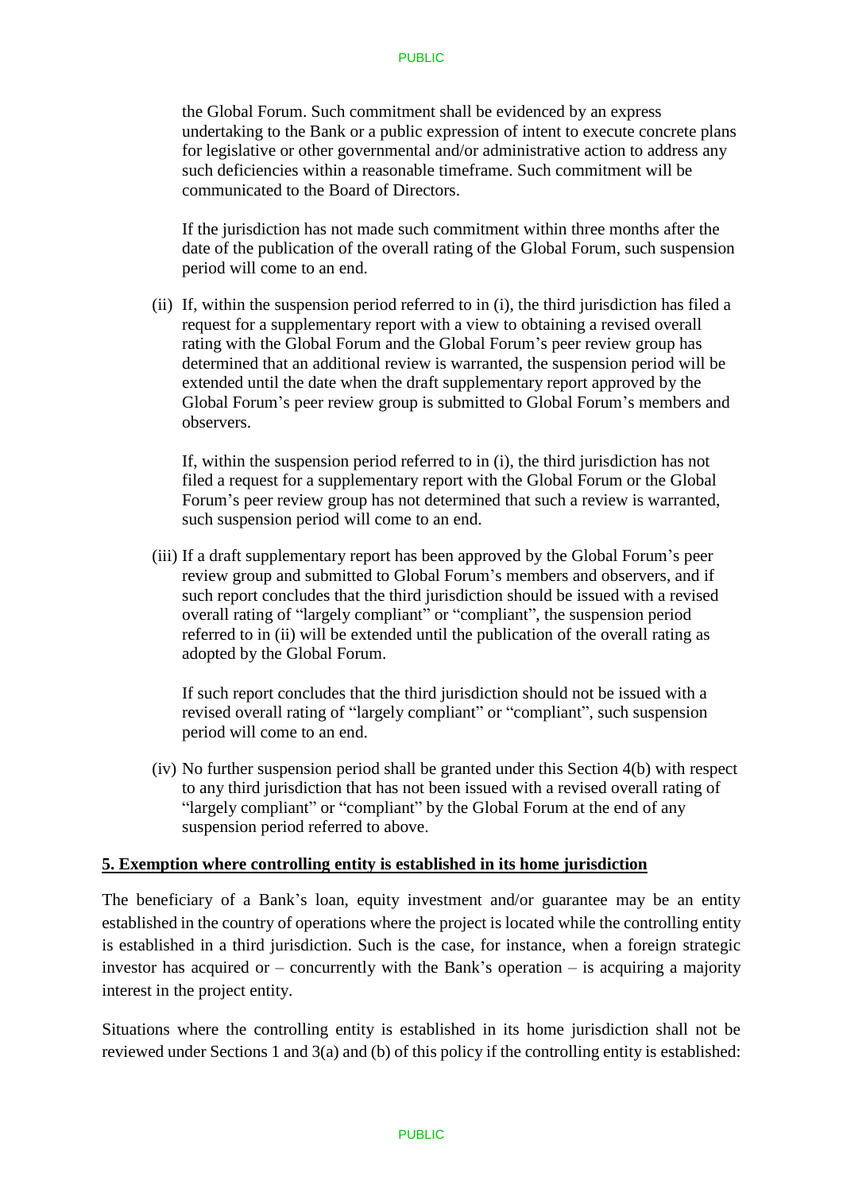the Global Forum. Such commitment shall be evidenced by an express undertaking to the Bank or a public expression of intent to execute concrete plans for legislative or other governmental and/or administrative action to address any such deficiencies within a reasonable timeframe. Such commitment will be communicated to the Board of Directors.

If the jurisdiction has not made such commitment within three months after the date of the publication of the overall rating of the Global Forum, such suspension period will come to an end.

(ii) If, within the suspension period referred to in (i), the third jurisdiction has filed a request for a supplementary report with a view to obtaining a revised overall rating with the Global Forum and the Global Forum's peer review group has determined that an additional review is warranted, the suspension period will be extended until the date when the draft supplementary report approved by the Global Forum's peer review group is submitted to Global Forum's members and observers.

If, within the suspension period referred to in (i), the third jurisdiction has not filed a request for a supplementary report with the Global Forum or the Global Forum's peer review group has not determined that such a review is warranted, such suspension period will come to an end.

(iii) If a draft supplementary report has been approved by the Global Forum's peer review group and submitted to Global Forum's members and observers, and if such report concludes that the third jurisdiction should be issued with a revised overall rating of "largely compliant" or "compliant", the suspension period referred to in (ii) will be extended until the publication of the overall rating as adopted by the Global Forum.

If such report concludes that the third jurisdiction should not be issued with a revised overall rating of "largely compliant" or "compliant", such suspension period will come to an end.

(iv) No further suspension period shall be granted under this Section 4(b) with respect to any third jurisdiction that has not been issued with a revised overall rating of "largely compliant" or "compliant" by the Global Forum at the end of any suspension period referred to above.

**5. Exemption where controlling entity is established in its home jurisdiction**

The beneficiary of a Bank's loan, equity investment and/or guarantee may be an entity established in the country of operations where the project is located while the controlling entity is established in a third jurisdiction. Such is the case, for instance, when a foreign strategic investor has acquired or – concurrently with the Bank's operation – is acquiring a majority interest in the project entity.

Situations where the controlling entity is established in its home jurisdiction shall not be reviewed under Sections 1 and 3(a) and (b) of this policy if the controlling entity is established: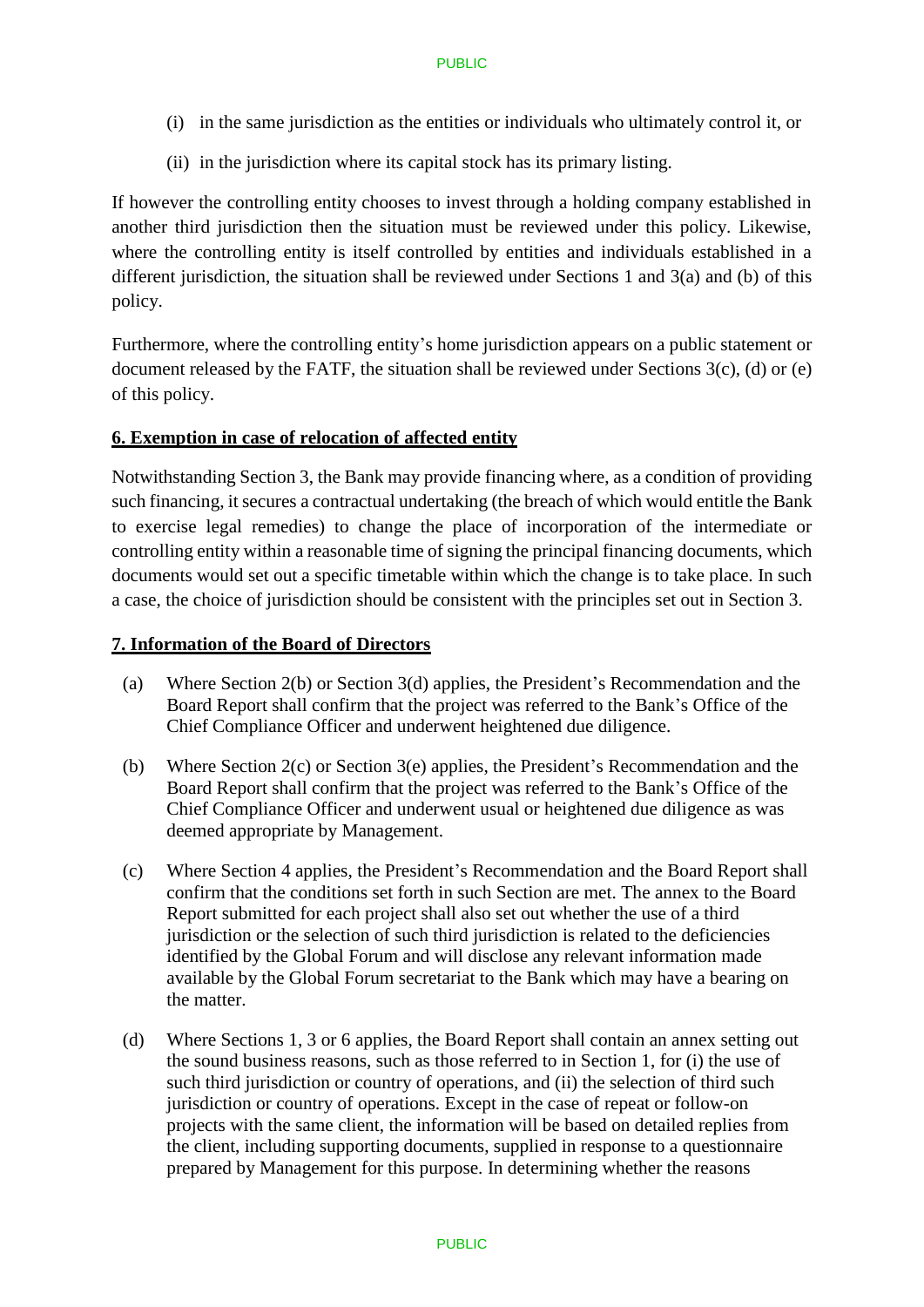(i) in the same jurisdiction as the entities or individuals who ultimately control it, or

(ii) in the jurisdiction where its capital stock has its primary listing.

If however the controlling entity chooses to invest through a holding company established in another third jurisdiction then the situation must be reviewed under this policy. Likewise, where the controlling entity is itself controlled by entities and individuals established in a different jurisdiction, the situation shall be reviewed under Sections 1 and 3(a) and (b) of this policy.

Furthermore, where the controlling entity's home jurisdiction appears on a public statement or document released by the FATF, the situation shall be reviewed under Sections 3(c), (d) or (e) of this policy.

## 6. Exemption in case of relocation of affected entity

Notwithstanding Section 3, the Bank may provide financing where, as a condition of providing such financing, it secures a contractual undertaking (the breach of which would entitle the Bank to exercise legal remedies) to change the place of incorporation of the intermediate or controlling entity within a reasonable time of signing the principal financing documents, which documents would set out a specific timetable within which the change is to take place. In such a case, the choice of jurisdiction should be consistent with the principles set out in Section 3.

## 7. Information of the Board of Directors

(a) Where Section 2(b) or Section 3(d) applies, the President's Recommendation and the Board Report shall confirm that the project was referred to the Bank's Office of the Chief Compliance Officer and underwent heightened due diligence.

(b) Where Section 2(c) or Section 3(e) applies, the President's Recommendation and the Board Report shall confirm that the project was referred to the Bank's Office of the Chief Compliance Officer and underwent usual or heightened due diligence as was deemed appropriate by Management.

(c) Where Section 4 applies, the President's Recommendation and the Board Report shall confirm that the conditions set forth in such Section are met. The annex to the Board Report submitted for each project shall also set out whether the use of a third jurisdiction or the selection of such third jurisdiction is related to the deficiencies identified by the Global Forum and will disclose any relevant information made available by the Global Forum secretariat to the Bank which may have a bearing on the matter.

(d) Where Sections 1, 3 or 6 applies, the Board Report shall contain an annex setting out the sound business reasons, such as those referred to in Section 1, for (i) the use of such third jurisdiction or country of operations, and (ii) the selection of third such jurisdiction or country of operations. Except in the case of repeat or follow-on projects with the same client, the information will be based on detailed replies from the client, including supporting documents, supplied in response to a questionnaire prepared by Management for this purpose. In determining whether the reasons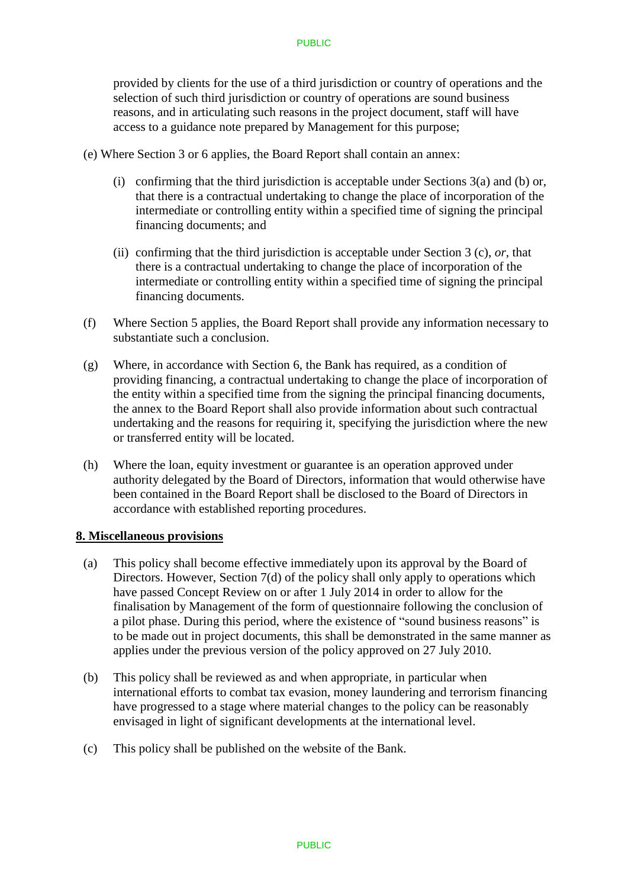provided by clients for the use of a third jurisdiction or country of operations and the selection of such third jurisdiction or country of operations are sound business reasons, and in articulating such reasons in the project document, staff will have access to a guidance note prepared by Management for this purpose;

(e) Where Section 3 or 6 applies, the Board Report shall contain an annex:

(i) confirming that the third jurisdiction is acceptable under Sections 3(a) and (b) or, that there is a contractual undertaking to change the place of incorporation of the intermediate or controlling entity within a specified time of signing the principal financing documents; and

(ii) confirming that the third jurisdiction is acceptable under Section 3 (c), *or*, that there is a contractual undertaking to change the place of incorporation of the intermediate or controlling entity within a specified time of signing the principal financing documents.

(f) Where Section 5 applies, the Board Report shall provide any information necessary to substantiate such a conclusion.

(g) Where, in accordance with Section 6, the Bank has required, as a condition of providing financing, a contractual undertaking to change the place of incorporation of the entity within a specified time from the signing the principal financing documents, the annex to the Board Report shall also provide information about such contractual undertaking and the reasons for requiring it, specifying the jurisdiction where the new or transferred entity will be located.

(h) Where the loan, equity investment or guarantee is an operation approved under authority delegated by the Board of Directors, information that would otherwise have been contained in the Board Report shall be disclosed to the Board of Directors in accordance with established reporting procedures.

**8. Miscellaneous provisions**

(a) This policy shall become effective immediately upon its approval by the Board of Directors. However, Section 7(d) of the policy shall only apply to operations which have passed Concept Review on or after 1 July 2014 in order to allow for the finalisation by Management of the form of questionnaire following the conclusion of a pilot phase. During this period, where the existence of "sound business reasons" is to be made out in project documents, this shall be demonstrated in the same manner as applies under the previous version of the policy approved on 27 July 2010.

(b) This policy shall be reviewed as and when appropriate, in particular when international efforts to combat tax evasion, money laundering and terrorism financing have progressed to a stage where material changes to the policy can be reasonably envisaged in light of significant developments at the international level.

(c) This policy shall be published on the website of the Bank.